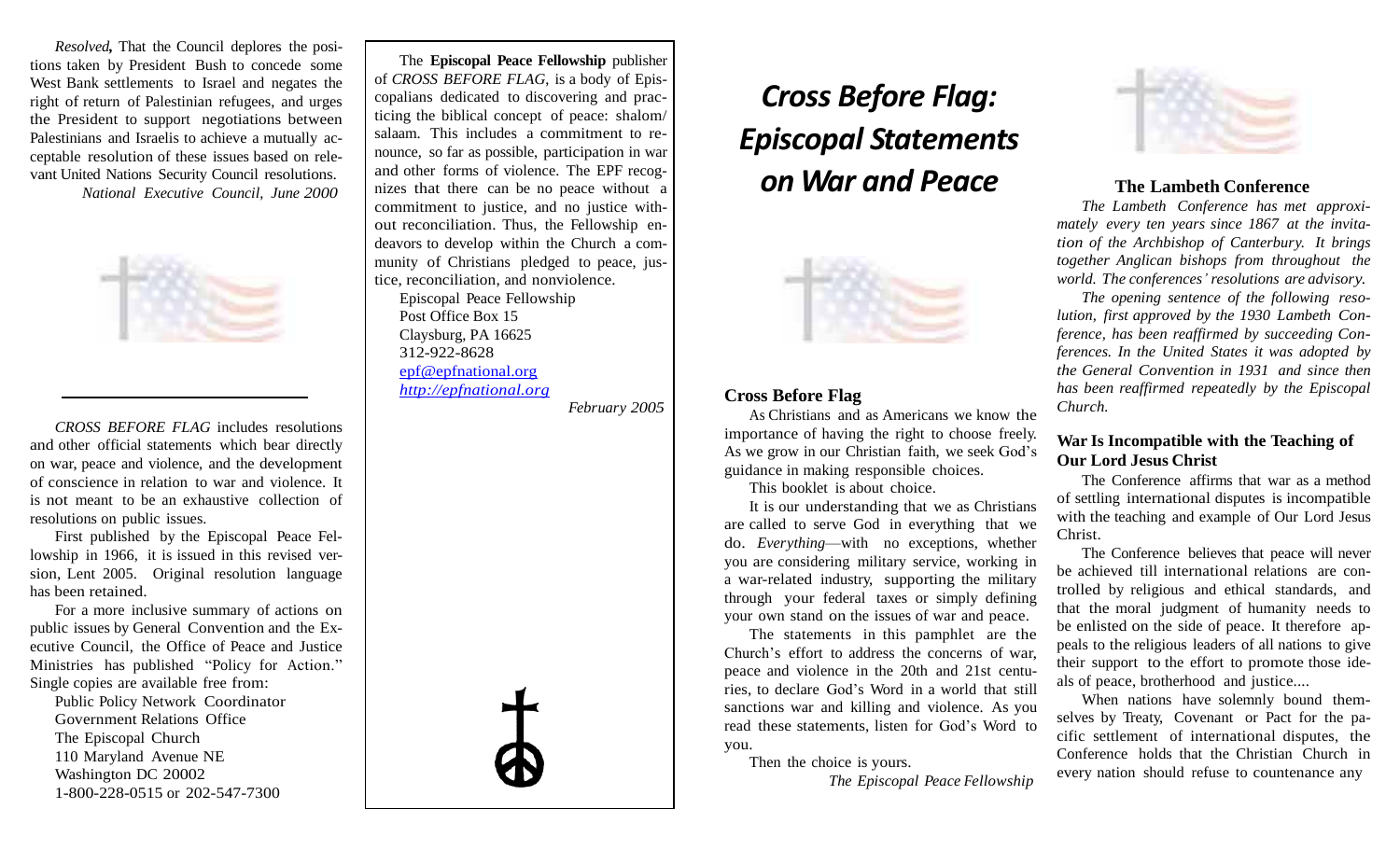*Resolved,* That the Council deplores the positions taken by President Bush to concede some West Bank settlements to Israel and negates the right of return of Palestinian refugees, and urges the President to support negotiations between Palestinians and Israelis to achieve a mutually acceptable resolution of these issues based on relevant United Nations Security Council resolutions.

*National Executive Council, June 2000*

---

*CROSS BEFORE FLAG* includes resolutions and other official statements which bear directly on war, peace and violence, and the development of conscience in relation to war and violence. It is not meant to be an exhaustive collection of resolutions on public issues.

First published by the Episcopal Peace Fellowship in 1966, it is issued in this revised version, Lent 2005. Original resolution language has been retained.

For a more inclusive summary of actions on public issues by General Convention and the Executive Council, the Office of Peace and Justice Ministries has published "Policy for Action." Single copies are available free from:

Public Policy Network Coordinator
Government Relations Office
The Episcopal Church
110 Maryland Avenue NE
Washington DC 20002
1-800-228-0515 or 202-547-7300

The **Episcopal Peace Fellowship** publisher of *CROSS BEFORE FLAG*, is a body of Episcopalians dedicated to discovering and practicing the biblical concept of peace: shalom/ salaam. This includes a commitment to renounce, so far as possible, participation in war and other forms of violence. The EPF recognizes that there can be no peace without a commitment to justice, and no justice without reconciliation. Thus, the Fellowship endeavors to develop within the Church a community of Christians pledged to peace, justice, reconciliation, and nonviolence.

Episcopal Peace Fellowship
Post Office Box 15
Claysburg, PA 16625
312-922-8628
epf@epfnational.org
*http://epfnational.org*

*February 2005*

# *Cross Before Flag: Episcopal Statements on War and Peace*

### Cross Before Flag

As Christians and as Americans we know the importance of having the right to choose freely. As we grow in our Christian faith, we seek God's guidance in making responsible choices.

This booklet is about choice.

It is our understanding that we as Christians are called to serve God in everything that we do. *Everything*—with no exceptions, whether you are considering military service, working in a war-related industry, supporting the military through your federal taxes or simply defining your own stand on the issues of war and peace.

The statements in this pamphlet are the Church's effort to address the concerns of war, peace and violence in the 20th and 21st centuries, to declare God's Word in a world that still sanctions war and killing and violence. As you read these statements, listen for God's Word to you.

Then the choice is yours.

*The Episcopal Peace Fellowship*

## The Lambeth Conference

*The Lambeth Conference has met approximately every ten years since 1867 at the invitation of the Archbishop of Canterbury. It brings together Anglican bishops from throughout the world. The conferences' resolutions are advisory.*

*The opening sentence of the following resolution, first approved by the 1930 Lambeth Conference, has been reaffirmed by succeeding Conferences. In the United States it was adopted by the General Convention in 1931 and since then has been reaffirmed repeatedly by the Episcopal Church.*

### War Is Incompatible with the Teaching of Our Lord Jesus Christ

The Conference affirms that war as a method of settling international disputes is incompatible with the teaching and example of Our Lord Jesus Christ.

The Conference believes that peace will never be achieved till international relations are controlled by religious and ethical standards, and that the moral judgment of humanity needs to be enlisted on the side of peace. It therefore appeals to the religious leaders of all nations to give their support to the effort to promote those ideals of peace, brotherhood and justice....

When nations have solemnly bound themselves by Treaty, Covenant or Pact for the pacific settlement of international disputes, the Conference holds that the Christian Church in every nation should refuse to countenance any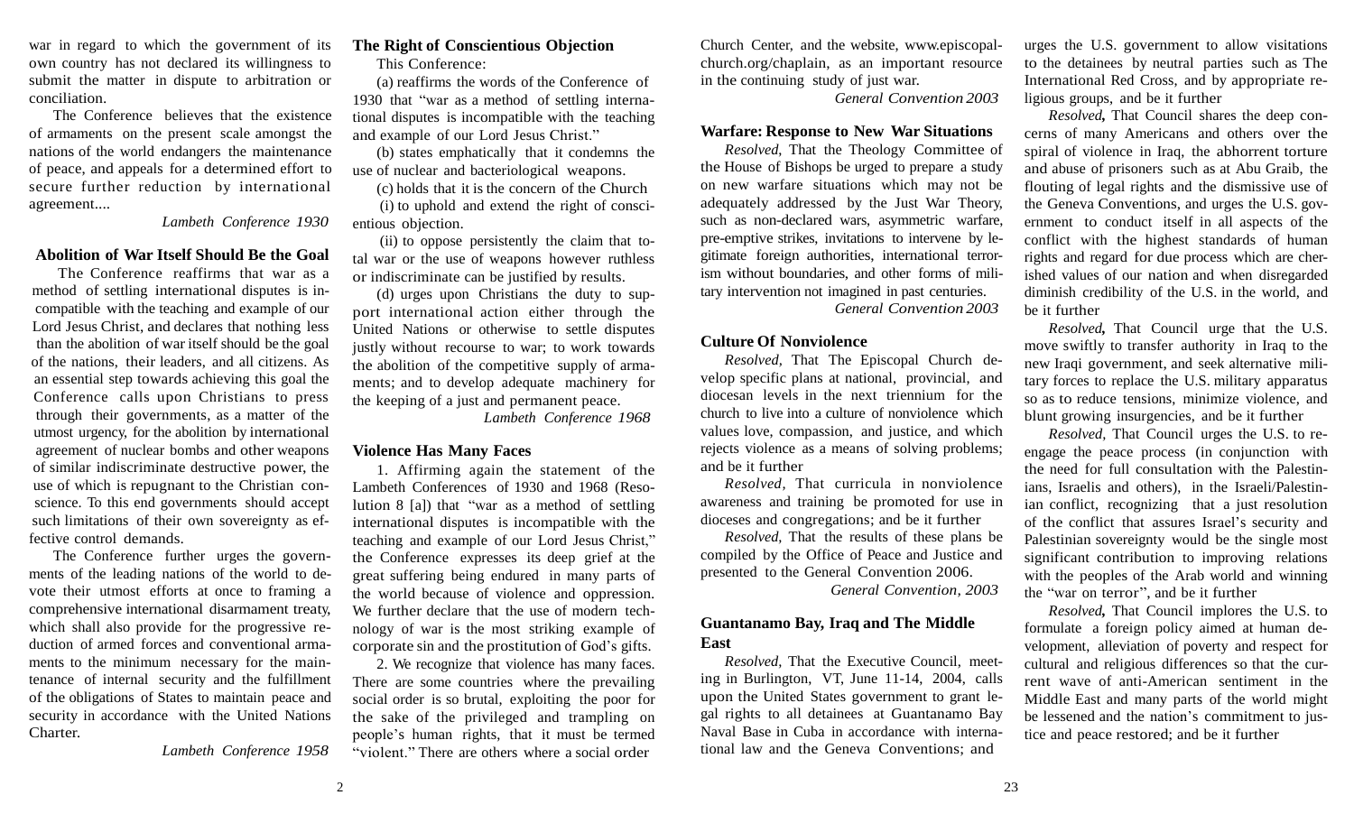war in regard to which the government of its own country has not declared its willingness to submit the matter in dispute to arbitration or conciliation.

The Conference believes that the existence of armaments on the present scale amongst the nations of the world endangers the maintenance of peace, and appeals for a determined effort to secure further reduction by international agreement....

*Lambeth Conference 1930*

### Abolition of War Itself Should Be the Goal

The Conference reaffirms that war as a method of settling international disputes is incompatible with the teaching and example of our Lord Jesus Christ, and declares that nothing less than the abolition of war itself should be the goal of the nations, their leaders, and all citizens. As an essential step towards achieving this goal the Conference calls upon Christians to press through their governments, as a matter of the utmost urgency, for the abolition by international agreement of nuclear bombs and other weapons of similar indiscriminate destructive power, the use of which is repugnant to the Christian conscience. To this end governments should accept such limitations of their own sovereignty as effective control demands.

The Conference further urges the governments of the leading nations of the world to devote their utmost efforts at once to framing a comprehensive international disarmament treaty, which shall also provide for the progressive reduction of armed forces and conventional armaments to the minimum necessary for the maintenance of internal security and the fulfillment of the obligations of States to maintain peace and security in accordance with the United Nations Charter.

*Lambeth Conference 1958*

### The Right of Conscientious Objection

This Conference:

(a) reaffirms the words of the Conference of 1930 that "war as a method of settling international disputes is incompatible with the teaching and example of our Lord Jesus Christ."

(b) states emphatically that it condemns the use of nuclear and bacteriological weapons.

(c) holds that it is the concern of the Church

(i) to uphold and extend the right of conscientious objection.

(ii) to oppose persistently the claim that total war or the use of weapons however ruthless or indiscriminate can be justified by results.

(d) urges upon Christians the duty to support international action either through the United Nations or otherwise to settle disputes justly without recourse to war; to work towards the abolition of the competitive supply of armaments; and to develop adequate machinery for the keeping of a just and permanent peace.

*Lambeth Conference 1968*

### Violence Has Many Faces

1. Affirming again the statement of the Lambeth Conferences of 1930 and 1968 (Resolution 8 [a]) that "war as a method of settling international disputes is incompatible with the teaching and example of our Lord Jesus Christ," the Conference expresses its deep grief at the great suffering being endured in many parts of the world because of violence and oppression. We further declare that the use of modern technology of war is the most striking example of corporate sin and the prostitution of God's gifts.

2. We recognize that violence has many faces. There are some countries where the prevailing social order is so brutal, exploiting the poor for the sake of the privileged and trampling on people's human rights, that it must be termed "violent." There are others where a social order

Church Center, and the website, www.episcopalchurch.org/chaplain, as an important resource in the continuing study of just war.

*General Convention 2003*

### Warfare: Response to New War Situations

*Resolved,* That the Theology Committee of the House of Bishops be urged to prepare a study on new warfare situations which may not be adequately addressed by the Just War Theory, such as non-declared wars, asymmetric warfare, pre-emptive strikes, invitations to intervene by legitimate foreign authorities, international terrorism without boundaries, and other forms of military intervention not imagined in past centuries.

*General Convention 2003*

### Culture Of Nonviolence

*Resolved,* That The Episcopal Church develop specific plans at national, provincial, and diocesan levels in the next triennium for the church to live into a culture of nonviolence which values love, compassion, and justice, and which rejects violence as a means of solving problems; and be it further

*Resolved,* That curricula in nonviolence awareness and training be promoted for use in dioceses and congregations; and be it further

*Resolved,* That the results of these plans be compiled by the Office of Peace and Justice and presented to the General Convention 2006.

*General Convention, 2003*

### Guantanamo Bay, Iraq and The Middle East

*Resolved,* That the Executive Council, meeting in Burlington, VT, June 11-14, 2004, calls upon the United States government to grant legal rights to all detainees at Guantanamo Bay Naval Base in Cuba in accordance with international law and the Geneva Conventions; and urges the U.S. government to allow visitations to the detainees by neutral parties such as The International Red Cross, and by appropriate religious groups, and be it further

***Resolved,*** That Council shares the deep concerns of many Americans and others over the spiral of violence in Iraq, the abhorrent torture and abuse of prisoners such as at Abu Graib, the flouting of legal rights and the dismissive use of the Geneva Conventions, and urges the U.S. government to conduct itself in all aspects of the conflict with the highest standards of human rights and regard for due process which are cherished values of our nation and when disregarded diminish credibility of the U.S. in the world, and be it further

***Resolved,*** That Council urge that the U.S. move swiftly to transfer authority in Iraq to the new Iraqi government, and seek alternative military forces to replace the U.S. military apparatus so as to reduce tensions, minimize violence, and blunt growing insurgencies, and be it further

*Resolved,* That Council urges the U.S. to reengage the peace process (in conjunction with the need for full consultation with the Palestinians, Israelis and others), in the Israeli/Palestinian conflict, recognizing that a just resolution of the conflict that assures Israel's security and Palestinian sovereignty would be the single most significant contribution to improving relations with the peoples of the Arab world and winning the "war on terror", and be it further

***Resolved,*** That Council implores the U.S. to formulate a foreign policy aimed at human development, alleviation of poverty and respect for cultural and religious differences so that the current wave of anti-American sentiment in the Middle East and many parts of the world might be lessened and the nation's commitment to justice and peace restored; and be it further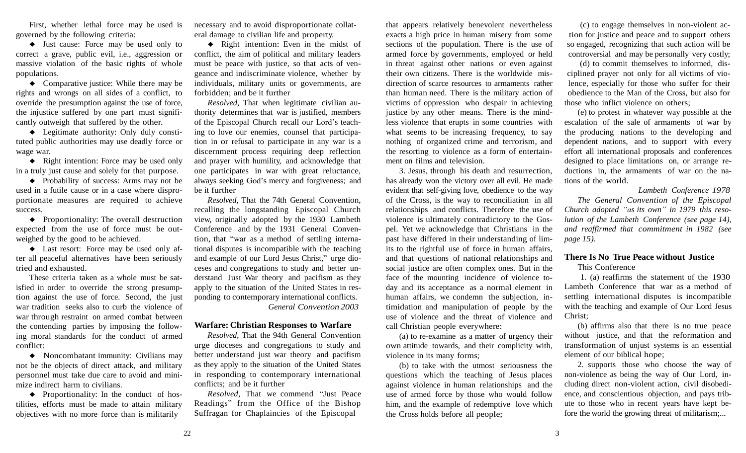First, whether lethal force may be used is governed by the following criteria:

◆ Just cause: Force may be used only to correct a grave, public evil, i.e., aggression or massive violation of the basic rights of whole populations.

◆ Comparative justice: While there may be rights and wrongs on all sides of a conflict, to override the presumption against the use of force, the injustice suffered by one part must significantly outweigh that suffered by the other.

◆ Legitimate authority: Only duly constituted public authorities may use deadly force or wage war.

◆ Right intention: Force may be used only in a truly just cause and solely for that purpose.

◆ Probability of success: Arms may not be used in a futile cause or in a case where disproportionate measures are required to achieve success.

◆ Proportionality: The overall destruction expected from the use of force must be outweighed by the good to be achieved.

◆ Last resort: Force may be used only after all peaceful alternatives have been seriously tried and exhausted.

These criteria taken as a whole must be satisfied in order to override the strong presumption against the use of force. Second, the just war tradition seeks also to curb the violence of war through restraint on armed combat between the contending parties by imposing the following moral standards for the conduct of armed conflict:

◆ Noncombatant immunity: Civilians may not be the objects of direct attack, and military personnel must take due care to avoid and minimize indirect harm to civilians.

◆ Proportionality: In the conduct of hostilities, efforts must be made to attain military objectives with no more force than is militarily necessary and to avoid disproportionate collateral damage to civilian life and property.

◆ Right intention: Even in the midst of conflict, the aim of political and military leaders must be peace with justice, so that acts of vengeance and indiscriminate violence, whether by individuals, military units or governments, are forbidden; and be it further

*Resolved*, That when legitimate civilian authority determines that war is justified, members of the Episcopal Church recall our Lord's teaching to love our enemies, counsel that participation in or refusal to participate in any war is a discernment process requiring deep reflection and prayer with humility, and acknowledge that one participates in war with great reluctance, always seeking God's mercy and forgiveness; and be it further

*Resolved*, That the 74th General Convention, recalling the longstanding Episcopal Church view, originally adopted by the 1930 Lambeth Conference and by the 1931 General Convention, that "war as a method of settling international disputes is incompatible with the teaching and example of our Lord Jesus Christ," urge dioceses and congregations to study and better understand Just War theory and pacifism as they apply to the situation of the United States in responding to contemporary international conflicts.

*General Convention 2003*

### Warfare: Christian Responses to Warfare

*Resolved*, That the 94th General Convention urge dioceses and congregations to study and better understand just war theory and pacifism as they apply to the situation of the United States in responding to contemporary international conflicts; and be it further

*Resolved*, That we commend "Just Peace Readings" from the Office of the Bishop Suffragan for Chaplaincies of the Episcopal

that appears relatively benevolent nevertheless exacts a high price in human misery from some sections of the population. There is the use of armed force by governments, employed or held in threat against other nations or even against their own citizens. There is the worldwide misdirection of scarce resources to armaments rather than human need. There is the military action of victims of oppression who despair in achieving justice by any other means. There is the mindless violence that erupts in some countries with what seems to be increasing frequency, to say nothing of organized crime and terrorism, and the resorting to violence as a form of entertainment on films and television.

3. Jesus, through his death and resurrection, has already won the victory over all evil. He made evident that self-giving love, obedience to the way of the Cross, is the way to reconciliation in all relationships and conflicts. Therefore the use of violence is ultimately contradictory to the Gospel. Yet we acknowledge that Christians in the past have differed in their understanding of limits to the rightful use of force in human affairs, and that questions of national relationships and social justice are often complex ones. But in the face of the mounting incidence of violence today and its acceptance as a normal element in human affairs, we condemn the subjection, intimidation and manipulation of people by the use of violence and the threat of violence and call Christian people everywhere:

(a) to re-examine as a matter of urgency their own attitude towards, and their complicity with, violence in its many forms;

(b) to take with the utmost seriousness the questions which the teaching of Jesus places against violence in human relationships and the use of armed force by those who would follow him, and the example of redemptive love which the Cross holds before all people;

(c) to engage themselves in non-violent action for justice and peace and to support others so engaged, recognizing that such action will be controversial and may be personally very costly;

(d) to commit themselves to informed, disciplined prayer not only for all victims of violence, especially for those who suffer for their obedience to the Man of the Cross, but also for those who inflict violence on others;

(e) to protest in whatever way possible at the escalation of the sale of armaments of war by the producing nations to the developing and dependent nations, and to support with every effort all international proposals and conferences designed to place limitations on, or arrange reductions in, the armaments of war on the nations of the world.

*Lambeth Conference 1978*

*The General Convention of the Episcopal Church adopted "as its own" in 1979 this resolution of the Lambeth Conference (see page 14), and reaffirmed that commitment in 1982 (see page 15).*

### There Is No True Peace without Justice

This Conference

1. (a) reaffirms the statement of the 1930 Lambeth Conference that war as a method of settling international disputes is incompatible with the teaching and example of Our Lord Jesus Christ;

(b) affirms also that there is no true peace without justice, and that the reformation and transformation of unjust systems is an essential element of our biblical hope;

2. supports those who choose the way of non-violence as being the way of Our Lord, including direct non-violent action, civil disobedience, and conscientious objection, and pays tribute to those who in recent years have kept before the world the growing threat of militarism;...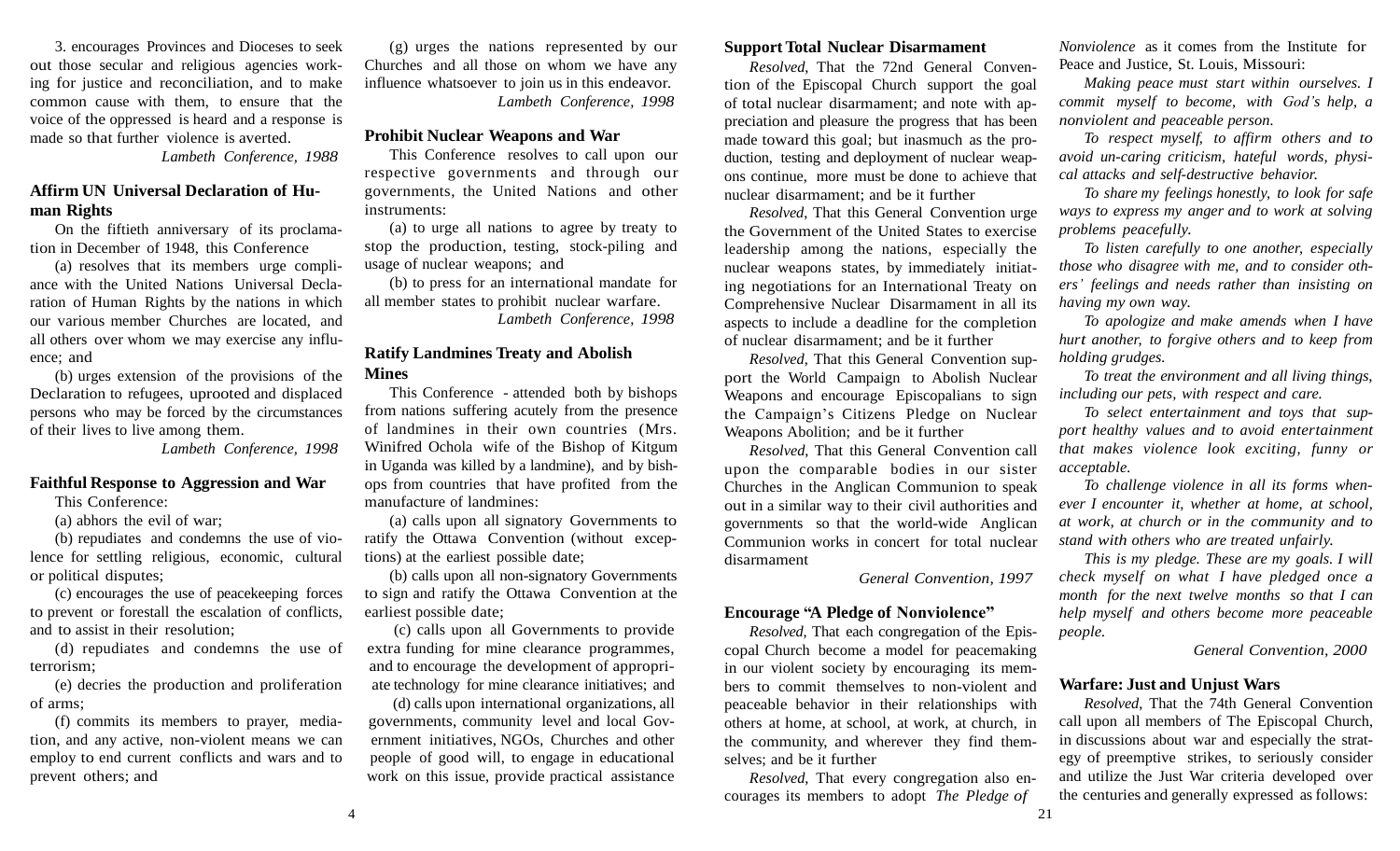3. encourages Provinces and Dioceses to seek out those secular and religious agencies working for justice and reconciliation, and to make common cause with them, to ensure that the voice of the oppressed is heard and a response is made so that further violence is averted.

*Lambeth Conference, 1988*

### Affirm UN Universal Declaration of Human Rights

On the fiftieth anniversary of its proclamation in December of 1948, this Conference

(a) resolves that its members urge compliance with the United Nations Universal Declaration of Human Rights by the nations in which our various member Churches are located, and all others over whom we may exercise any influence; and

(b) urges extension of the provisions of the Declaration to refugees, uprooted and displaced persons who may be forced by the circumstances of their lives to live among them.

*Lambeth Conference, 1998*

### Faithful Response to Aggression and War

This Conference:

(a) abhors the evil of war;

(b) repudiates and condemns the use of violence for settling religious, economic, cultural or political disputes;

(c) encourages the use of peacekeeping forces to prevent or forestall the escalation of conflicts, and to assist in their resolution;

(d) repudiates and condemns the use of terrorism;

(e) decries the production and proliferation of arms;

(f) commits its members to prayer, mediation, and any active, non-violent means we can employ to end current conflicts and wars and to prevent others; and

(g) urges the nations represented by our Churches and all those on whom we have any influence whatsoever to join us in this endeavor.

*Lambeth Conference, 1998*

### Prohibit Nuclear Weapons and War

This Conference resolves to call upon our respective governments and through our governments, the United Nations and other instruments:

(a) to urge all nations to agree by treaty to stop the production, testing, stock-piling and usage of nuclear weapons; and

(b) to press for an international mandate for all member states to prohibit nuclear warfare.

*Lambeth Conference, 1998*

### Ratify Landmines Treaty and Abolish Mines

This Conference - attended both by bishops from nations suffering acutely from the presence of landmines in their own countries (Mrs. Winifred Ochola wife of the Bishop of Kitgum in Uganda was killed by a landmine), and by bishops from countries that have profited from the manufacture of landmines:

(a) calls upon all signatory Governments to ratify the Ottawa Convention (without exceptions) at the earliest possible date;

(b) calls upon all non-signatory Governments to sign and ratify the Ottawa Convention at the earliest possible date;

(c) calls upon all Governments to provide extra funding for mine clearance programmes, and to encourage the development of appropriate technology for mine clearance initiatives; and

(d) calls upon international organizations, all governments, community level and local Government initiatives, NGOs, Churches and other people of good will, to engage in educational work on this issue, provide practical assistance

### Support Total Nuclear Disarmament

*Resolved,* That the 72nd General Convention of the Episcopal Church support the goal of total nuclear disarmament; and note with appreciation and pleasure the progress that has been made toward this goal; but inasmuch as the production, testing and deployment of nuclear weapons continue, more must be done to achieve that nuclear disarmament; and be it further

*Resolved,* That this General Convention urge the Government of the United States to exercise leadership among the nations, especially the nuclear weapons states, by immediately initiating negotiations for an International Treaty on Comprehensive Nuclear Disarmament in all its aspects to include a deadline for the completion of nuclear disarmament; and be it further

*Resolved,* That this General Convention support the World Campaign to Abolish Nuclear Weapons and encourage Episcopalians to sign the Campaign's Citizens Pledge on Nuclear Weapons Abolition; and be it further

*Resolved,* That this General Convention call upon the comparable bodies in our sister Churches in the Anglican Communion to speak out in a similar way to their civil authorities and governments so that the world-wide Anglican Communion works in concert for total nuclear disarmament

*General Convention, 1997*

### Encourage "A Pledge of Nonviolence"

*Resolved,* That each congregation of the Episcopal Church become a model for peacemaking in our violent society by encouraging its members to commit themselves to non-violent and peaceable behavior in their relationships with others at home, at school, at work, at church, in the community, and wherever they find themselves; and be it further

*Resolved,* That every congregation also encourages its members to adopt *The Pledge of Nonviolence* as it comes from the Institute for Peace and Justice, St. Louis, Missouri:

*Making peace must start within ourselves. I commit myself to become, with God's help, a nonviolent and peaceable person.*

*To respect myself, to affirm others and to avoid un-caring criticism, hateful words, physical attacks and self-destructive behavior.*

*To share my feelings honestly, to look for safe ways to express my anger and to work at solving problems peacefully.*

*To listen carefully to one another, especially those who disagree with me, and to consider others' feelings and needs rather than insisting on having my own way.*

*To apologize and make amends when I have hurt another, to forgive others and to keep from holding grudges.*

*To treat the environment and all living things, including our pets, with respect and care.*

*To select entertainment and toys that support healthy values and to avoid entertainment that makes violence look exciting, funny or acceptable.*

*To challenge violence in all its forms whenever I encounter it, whether at home, at school, at work, at church or in the community and to stand with others who are treated unfairly.*

*This is my pledge. These are my goals. I will check myself on what I have pledged once a month for the next twelve months so that I can help myself and others become more peaceable people.*

*General Convention, 2000*

### Warfare: Just and Unjust Wars

*Resolved,* That the 74th General Convention call upon all members of The Episcopal Church, in discussions about war and especially the strategy of preemptive strikes, to seriously consider and utilize the Just War criteria developed over the centuries and generally expressed as follows: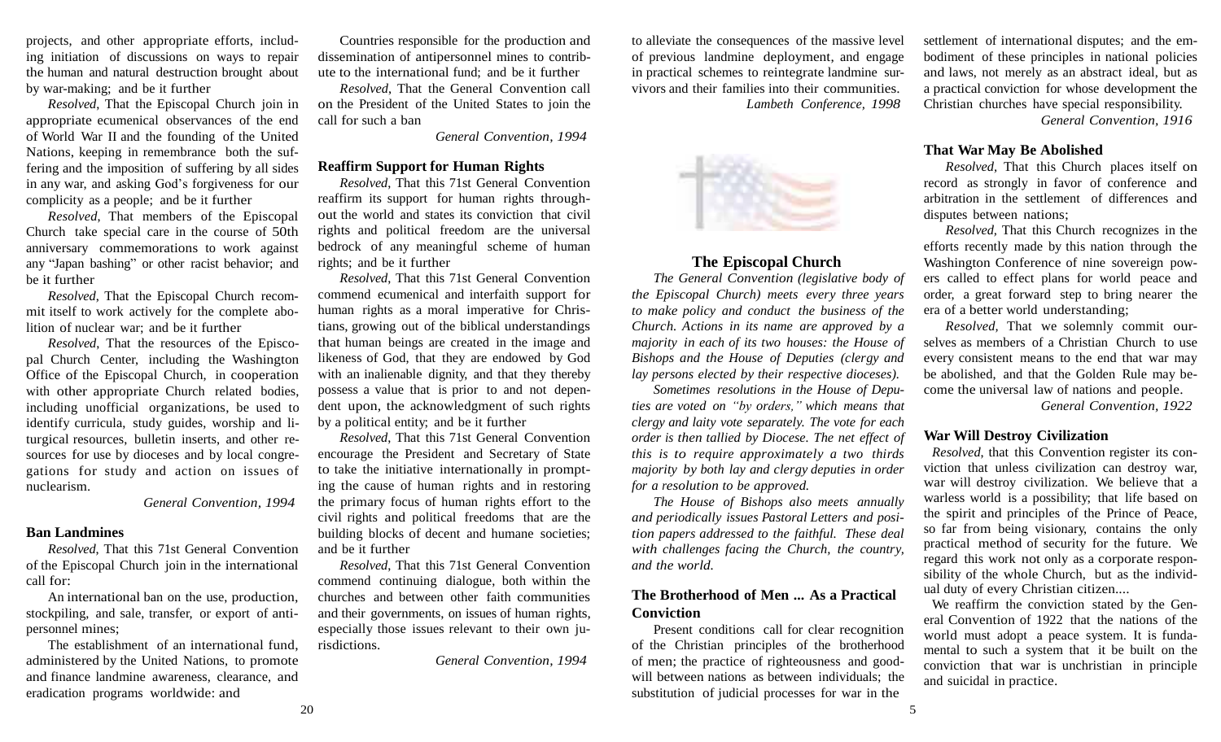projects, and other appropriate efforts, including initiation of discussions on ways to repair the human and natural destruction brought about by war-making; and be it further

*Resolved*, That the Episcopal Church join in appropriate ecumenical observances of the end of World War II and the founding of the United Nations, keeping in remembrance both the suffering and the imposition of suffering by all sides in any war, and asking God's forgiveness for our complicity as a people; and be it further

*Resolved*, That members of the Episcopal Church take special care in the course of 50th anniversary commemorations to work against any "Japan bashing" or other racist behavior; and be it further

*Resolved*, That the Episcopal Church recommit itself to work actively for the complete abolition of nuclear war; and be it further

*Resolved*, That the resources of the Episcopal Church Center, including the Washington Office of the Episcopal Church, in cooperation with other appropriate Church related bodies, including unofficial organizations, be used to identify curricula, study guides, worship and liturgical resources, bulletin inserts, and other resources for use by dioceses and by local congregations for study and action on issues of nuclearism.

*General Convention, 1994*

### Ban Landmines

*Resolved*, That this 71st General Convention of the Episcopal Church join in the international call for:

An international ban on the use, production, stockpiling, and sale, transfer, or export of antipersonnel mines;

The establishment of an international fund, administered by the United Nations, to promote and finance landmine awareness, clearance, and eradication programs worldwide: and

Countries responsible for the production and dissemination of antipersonnel mines to contribute to the international fund; and be it further

*Resolved*, That the General Convention call on the President of the United States to join the call for such a ban

*General Convention, 1994*

### Reaffirm Support for Human Rights

*Resolved*, That this 71st General Convention reaffirm its support for human rights throughout the world and states its conviction that civil rights and political freedom are the universal bedrock of any meaningful scheme of human rights; and be it further

*Resolved*, That this 71st General Convention commend ecumenical and interfaith support for human rights as a moral imperative for Christians, growing out of the biblical understandings that human beings are created in the image and likeness of God, that they are endowed by God with an inalienable dignity, and that they thereby possess a value that is prior to and not dependent upon, the acknowledgment of such rights by a political entity; and be it further

*Resolved*, That this 71st General Convention encourage the President and Secretary of State to take the initiative internationally in prompting the cause of human rights and in restoring the primary focus of human rights effort to the civil rights and political freedoms that are the building blocks of decent and humane societies; and be it further

*Resolved*, That this 71st General Convention commend continuing dialogue, both within the churches and between other faith communities and their governments, on issues of human rights, especially those issues relevant to their own jurisdictions.

*General Convention, 1994*

to alleviate the consequences of the massive level of previous landmine deployment, and engage in practical schemes to reintegrate landmine survivors and their families into their communities.

*Lambeth Conference, 1998*

### The Episcopal Church

*The General Convention (legislative body of the Episcopal Church) meets every three years to make policy and conduct the business of the Church. Actions in its name are approved by a majority in each of its two houses: the House of Bishops and the House of Deputies (clergy and lay persons elected by their respective dioceses).*

*Sometimes resolutions in the House of Deputies are voted on "by orders," which means that clergy and laity vote separately. The vote for each order is then tallied by Diocese. The net effect of this is to require approximately a two thirds majority by both lay and clergy deputies in order for a resolution to be approved.*

*The House of Bishops also meets annually and periodically issues Pastoral Letters and position papers addressed to the faithful. These deal with challenges facing the Church, the country, and the world.*

### The Brotherhood of Men ... As a Practical Conviction

Present conditions call for clear recognition of the Christian principles of the brotherhood of men; the practice of righteousness and goodwill between nations as between individuals; the substitution of judicial processes for war in the settlement of international disputes; and the embodiment of these principles in national policies and laws, not merely as an abstract ideal, but as a practical conviction for whose development the Christian churches have special responsibility.

*General Convention, 1916*

### That War May Be Abolished

*Resolved*, That this Church places itself on record as strongly in favor of conference and arbitration in the settlement of differences and disputes between nations;

*Resolved*, That this Church recognizes in the efforts recently made by this nation through the Washington Conference of nine sovereign powers called to effect plans for world peace and order, a great forward step to bring nearer the era of a better world understanding;

*Resolved*, That we solemnly commit ourselves as members of a Christian Church to use every consistent means to the end that war may be abolished, and that the Golden Rule may become the universal law of nations and people.

*General Convention, 1922*

### War Will Destroy Civilization

*Resolved*, that this Convention register its conviction that unless civilization can destroy war, war will destroy civilization. We believe that a warless world is a possibility; that life based on the spirit and principles of the Prince of Peace, so far from being visionary, contains the only practical method of security for the future. We regard this work not only as a corporate responsibility of the whole Church, but as the individual duty of every Christian citizen....

We reaffirm the conviction stated by the General Convention of 1922 that the nations of the world must adopt a peace system. It is fundamental to such a system that it be built on the conviction that war is unchristian in principle and suicidal in practice.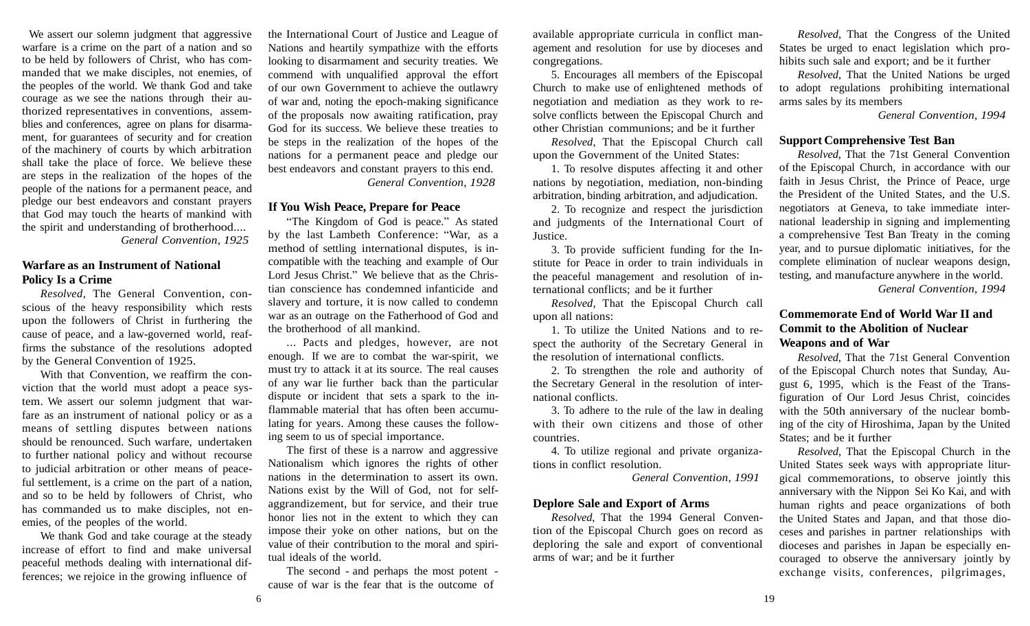We assert our solemn judgment that aggressive warfare is a crime on the part of a nation and so to be held by followers of Christ, who has commanded that we make disciples, not enemies, of the peoples of the world. We thank God and take courage as we see the nations through their authorized representatives in conventions, assemblies and conferences, agree on plans for disarmament, for guarantees of security and for creation of the machinery of courts by which arbitration shall take the place of force. We believe these are steps in the realization of the hopes of the people of the nations for a permanent peace, and pledge our best endeavors and constant prayers that God may touch the hearts of mankind with the spirit and understanding of brotherhood....

*General Convention, 1925*

### Warfare as an Instrument of National Policy Is a Crime

*Resolved,* The General Convention, conscious of the heavy responsibility which rests upon the followers of Christ in furthering the cause of peace, and a law-governed world, reaffirms the substance of the resolutions adopted by the General Convention of 1925.

With that Convention, we reaffirm the conviction that the world must adopt a peace system. We assert our solemn judgment that warfare as an instrument of national policy or as a means of settling disputes between nations should be renounced. Such warfare, undertaken to further national policy and without recourse to judicial arbitration or other means of peaceful settlement, is a crime on the part of a nation, and so to be held by followers of Christ, who has commanded us to make disciples, not enemies, of the peoples of the world.

We thank God and take courage at the steady increase of effort to find and make universal peaceful methods dealing with international differences; we rejoice in the growing influence of the International Court of Justice and League of Nations and heartily sympathize with the efforts looking to disarmament and security treaties. We commend with unqualified approval the effort of our own Government to achieve the outlawry of war and, noting the epoch-making significance of the proposals now awaiting ratification, pray God for its success. We believe these treaties to be steps in the realization of the hopes of the nations for a permanent peace and pledge our best endeavors and constant prayers to this end.

*General Convention, 1928*

### If You Wish Peace, Prepare for Peace

"The Kingdom of God is peace." As stated by the last Lambeth Conference: "War, as a method of settling international disputes, is incompatible with the teaching and example of Our Lord Jesus Christ." We believe that as the Christian conscience has condemned infanticide and slavery and torture, it is now called to condemn war as an outrage on the Fatherhood of God and the brotherhood of all mankind.

... Pacts and pledges, however, are not enough. If we are to combat the war-spirit, we must try to attack it at its source. The real causes of any war lie further back than the particular dispute or incident that sets a spark to the inflammable material that has often been accumulating for years. Among these causes the following seem to us of special importance.

The first of these is a narrow and aggressive Nationalism which ignores the rights of other nations in the determination to assert its own. Nations exist by the Will of God, not for self-aggrandizement, but for service, and their true honor lies not in the extent to which they can impose their yoke on other nations, but on the value of their contribution to the moral and spiritual ideals of the world.

The second - and perhaps the most potent - cause of war is the fear that is the outcome of

available appropriate curricula in conflict management and resolution for use by dioceses and congregations.

5. Encourages all members of the Episcopal Church to make use of enlightened methods of negotiation and mediation as they work to resolve conflicts between the Episcopal Church and other Christian communions; and be it further

*Resolved,* That the Episcopal Church call upon the Government of the United States:

1. To resolve disputes affecting it and other nations by negotiation, mediation, non-binding arbitration, binding arbitration, and adjudication.

2. To recognize and respect the jurisdiction and judgments of the International Court of Justice.

3. To provide sufficient funding for the Institute for Peace in order to train individuals in the peaceful management and resolution of international conflicts; and be it further

*Resolved,* That the Episcopal Church call upon all nations:

1. To utilize the United Nations and to respect the authority of the Secretary General in the resolution of international conflicts.

2. To strengthen the role and authority of the Secretary General in the resolution of international conflicts.

3. To adhere to the rule of the law in dealing with their own citizens and those of other countries.

4. To utilize regional and private organizations in conflict resolution.

*General Convention, 1991*

### Deplore Sale and Export of Arms

*Resolved,* That the 1994 General Convention of the Episcopal Church goes on record as deploring the sale and export of conventional arms of war; and be it further

*Resolved,* That the Congress of the United States be urged to enact legislation which prohibits such sale and export; and be it further

*Resolved,* That the United Nations be urged to adopt regulations prohibiting international arms sales by its members

*General Convention, 1994*

### Support Comprehensive Test Ban

*Resolved,* That the 71st General Convention of the Episcopal Church, in accordance with our faith in Jesus Christ, the Prince of Peace, urge the President of the United States, and the U.S. negotiators at Geneva, to take immediate international leadership in signing and implementing a comprehensive Test Ban Treaty in the coming year, and to pursue diplomatic initiatives, for the complete elimination of nuclear weapons design, testing, and manufacture anywhere in the world.

*General Convention, 1994*

### Commemorate End of World War II and Commit to the Abolition of Nuclear Weapons and of War

*Resolved,* That the 71st General Convention of the Episcopal Church notes that Sunday, August 6, 1995, which is the Feast of the Transfiguration of Our Lord Jesus Christ, coincides with the 50th anniversary of the nuclear bombing of the city of Hiroshima, Japan by the United States; and be it further

*Resolved,* That the Episcopal Church in the United States seek ways with appropriate liturgical commemorations, to observe jointly this anniversary with the Nippon Sei Ko Kai, and with human rights and peace organizations of both the United States and Japan, and that those dioceses and parishes in partner relationships with dioceses and parishes in Japan be especially encouraged to observe the anniversary jointly by exchange visits, conferences, pilgrimages,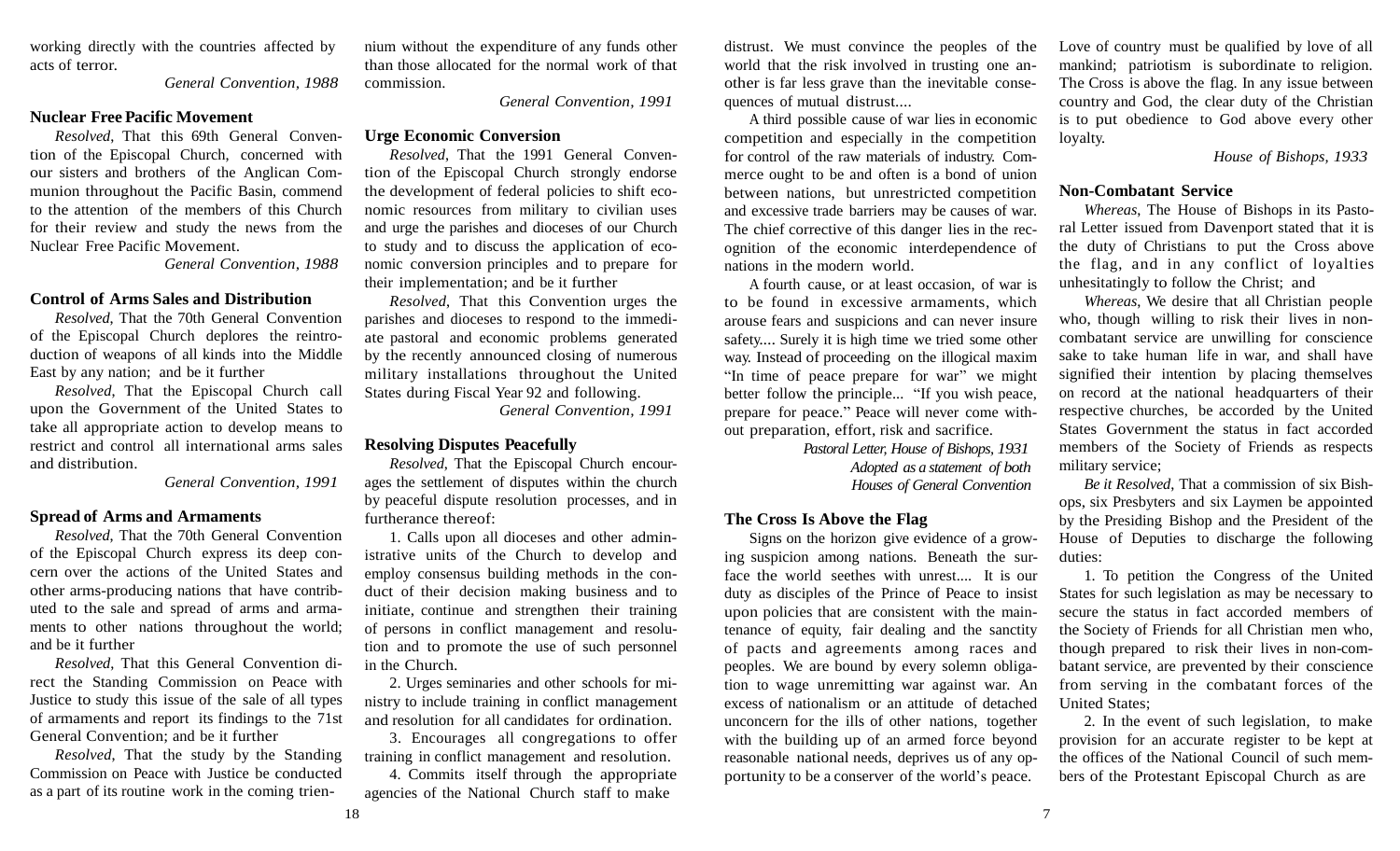working directly with the countries affected by acts of terror.

*General Convention, 1988*

### Nuclear Free Pacific Movement

*Resolved*, That this 69th General Convention of the Episcopal Church, concerned with our sisters and brothers of the Anglican Communion throughout the Pacific Basin, commend to the attention of the members of this Church for their review and study the news from the Nuclear Free Pacific Movement.

*General Convention, 1988*

### Control of Arms Sales and Distribution

*Resolved*, That the 70th General Convention of the Episcopal Church deplores the reintroduction of weapons of all kinds into the Middle East by any nation; and be it further

*Resolved*, That the Episcopal Church call upon the Government of the United States to take all appropriate action to develop means to restrict and control all international arms sales and distribution.

*General Convention, 1991*

### Spread of Arms and Armaments

*Resolved*, That the 70th General Convention of the Episcopal Church express its deep concern over the actions of the United States and other arms-producing nations that have contributed to the sale and spread of arms and armaments to other nations throughout the world; and be it further

*Resolved*, That this General Convention direct the Standing Commission on Peace with Justice to study this issue of the sale of all types of armaments and report its findings to the 71st General Convention; and be it further

*Resolved*, That the study by the Standing Commission on Peace with Justice be conducted as a part of its routine work in the coming triennium without the expenditure of any funds other than those allocated for the normal work of that commission.

*General Convention, 1991*

### Urge Economic Conversion

*Resolved*, That the 1991 General Convention of the Episcopal Church strongly endorse the development of federal policies to shift economic resources from military to civilian uses and urge the parishes and dioceses of our Church to study and to discuss the application of economic conversion principles and to prepare for their implementation; and be it further

*Resolved*, That this Convention urges the parishes and dioceses to respond to the immediate pastoral and economic problems generated by the recently announced closing of numerous military installations throughout the United States during Fiscal Year 92 and following.

*General Convention, 1991*

### Resolving Disputes Peacefully

*Resolved*, That the Episcopal Church encourages the settlement of disputes within the church by peaceful dispute resolution processes, and in furtherance thereof:

1. Calls upon all dioceses and other administrative units of the Church to develop and employ consensus building methods in the conduct of their decision making business and to initiate, continue and strengthen their training of persons in conflict management and resolution and to promote the use of such personnel in the Church.

2. Urges seminaries and other schools for ministry to include training in conflict management and resolution for all candidates for ordination.

3. Encourages all congregations to offer training in conflict management and resolution.

4. Commits itself through the appropriate agencies of the National Church staff to make

distrust. We must convince the peoples of the world that the risk involved in trusting one another is far less grave than the inevitable consequences of mutual distrust....

A third possible cause of war lies in economic competition and especially in the competition for control of the raw materials of industry. Commerce ought to be and often is a bond of union between nations, but unrestricted competition and excessive trade barriers may be causes of war. The chief corrective of this danger lies in the recognition of the economic interdependence of nations in the modern world.

A fourth cause, or at least occasion, of war is to be found in excessive armaments, which arouse fears and suspicions and can never insure safety.... Surely it is high time we tried some other way. Instead of proceeding on the illogical maxim "In time of peace prepare for war" we might better follow the principle... "If you wish peace, prepare for peace." Peace will never come without preparation, effort, risk and sacrifice.

*Pastoral Letter, House of Bishops, 1931*
*Adopted as a statement of both Houses of General Convention*

### The Cross Is Above the Flag

Signs on the horizon give evidence of a growing suspicion among nations. Beneath the surface the world seethes with unrest.... It is our duty as disciples of the Prince of Peace to insist upon policies that are consistent with the maintenance of equity, fair dealing and the sanctity of pacts and agreements among races and peoples. We are bound by every solemn obligation to wage unremitting war against war. An excess of nationalism or an attitude of detached unconcern for the ills of other nations, together with the building up of an armed force beyond reasonable national needs, deprives us of any opportunity to be a conserver of the world's peace. Love of country must be qualified by love of all mankind; patriotism is subordinate to religion. The Cross is above the flag. In any issue between country and God, the clear duty of the Christian is to put obedience to God above every other loyalty.

*House of Bishops, 1933*

### Non-Combatant Service

*Whereas*, The House of Bishops in its Pastoral Letter issued from Davenport stated that it is the duty of Christians to put the Cross above the flag, and in any conflict of loyalties unhesitatingly to follow the Christ; and

*Whereas*, We desire that all Christian people who, though willing to risk their lives in noncombatant service are unwilling for conscience sake to take human life in war, and shall have signified their intention by placing themselves on record at the national headquarters of their respective churches, be accorded by the United States Government the status in fact accorded members of the Society of Friends as respects military service;

*Be it Resolved*, That a commission of six Bishops, six Presbyters and six Laymen be appointed by the Presiding Bishop and the President of the House of Deputies to discharge the following duties:

1. To petition the Congress of the United States for such legislation as may be necessary to secure the status in fact accorded members of the Society of Friends for all Christian men who, though prepared to risk their lives in non-combatant service, are prevented by their conscience from serving in the combatant forces of the United States;

2. In the event of such legislation, to make provision for an accurate register to be kept at the offices of the National Council of such members of the Protestant Episcopal Church as are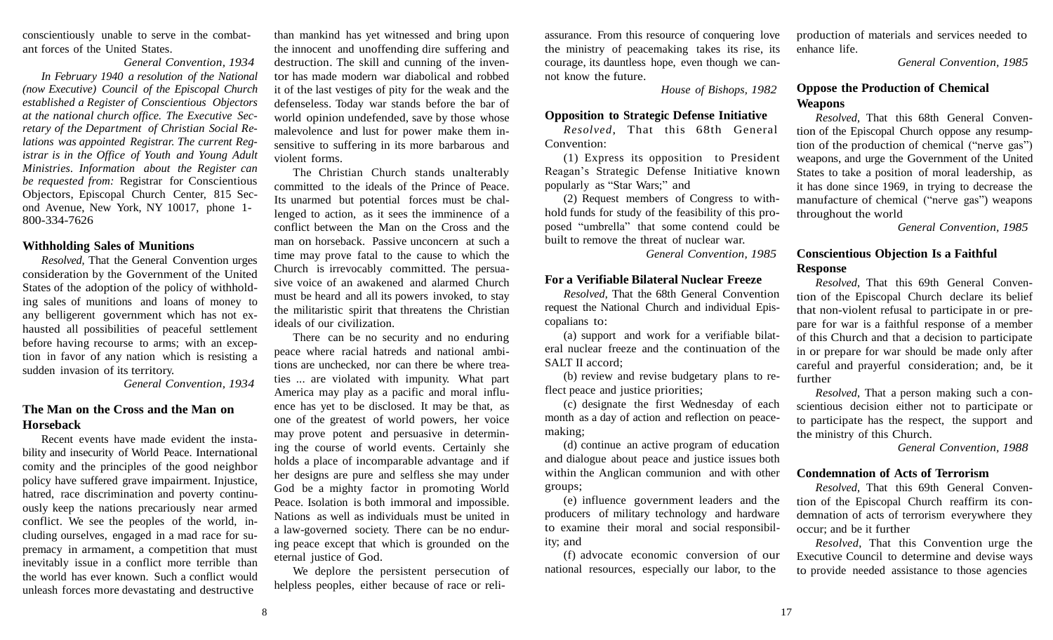conscientiously unable to serve in the combatant forces of the United States.

*General Convention, 1934*

*In February 1940 a resolution of the National (now Executive) Council of the Episcopal Church established a Register of Conscientious Objectors at the national church office. The Executive Secretary of the Department of Christian Social Relations was appointed Registrar. The current Registrar is in the Office of Youth and Young Adult Ministries. Information about the Register can be requested from:* Registrar for Conscientious Objectors, Episcopal Church Center, 815 Second Avenue, New York, NY 10017, phone 1-800-334-7626

### Withholding Sales of Munitions

*Resolved*, That the General Convention urges consideration by the Government of the United States of the adoption of the policy of withholding sales of munitions and loans of money to any belligerent government which has not exhausted all possibilities of peaceful settlement before having recourse to arms; with an exception in favor of any nation which is resisting a sudden invasion of its territory.

*General Convention, 1934*

### The Man on the Cross and the Man on Horseback

Recent events have made evident the instability and insecurity of World Peace. International comity and the principles of the good neighbor policy have suffered grave impairment. Injustice, hatred, race discrimination and poverty continuously keep the nations precariously near armed conflict. We see the peoples of the world, including ourselves, engaged in a mad race for supremacy in armament, a competition that must inevitably issue in a conflict more terrible than the world has ever known. Such a conflict would unleash forces more devastating and destructive than mankind has yet witnessed and bring upon the innocent and unoffending dire suffering and destruction. The skill and cunning of the inventor has made modern war diabolical and robbed it of the last vestiges of pity for the weak and the defenseless. Today war stands before the bar of world opinion undefended, save by those whose malevolence and lust for power make them insensitive to suffering in its more barbarous and violent forms.

The Christian Church stands unalterably committed to the ideals of the Prince of Peace. Its unarmed but potential forces must be challenged to action, as it sees the imminence of a conflict between the Man on the Cross and the man on horseback. Passive unconcern at such a time may prove fatal to the cause to which the Church is irrevocably committed. The persuasive voice of an awakened and alarmed Church must be heard and all its powers invoked, to stay the militaristic spirit that threatens the Christian ideals of our civilization.

There can be no security and no enduring peace where racial hatreds and national ambitions are unchecked, nor can there be where treaties ... are violated with impunity. What part America may play as a pacific and moral influence has yet to be disclosed. It may be that, as one of the greatest of world powers, her voice may prove potent and persuasive in determining the course of world events. Certainly she holds a place of incomparable advantage and if her designs are pure and selfless she may under God be a mighty factor in promoting World Peace. Isolation is both immoral and impossible. Nations as well as individuals must be united in a law-governed society. There can be no enduring peace except that which is grounded on the eternal justice of God.

We deplore the persistent persecution of helpless peoples, either because of race or reli-

assurance. From this resource of conquering love the ministry of peacemaking takes its rise, its courage, its dauntless hope, even though we cannot know the future.

*House of Bishops, 1982*

### Opposition to Strategic Defense Initiative

*Resolved*, That this 68th General Convention:

(1) Express its opposition to President Reagan's Strategic Defense Initiative known popularly as "Star Wars;" and

(2) Request members of Congress to withhold funds for study of the feasibility of this proposed "umbrella" that some contend could be built to remove the threat of nuclear war.

*General Convention, 1985*

### For a Verifiable Bilateral Nuclear Freeze

*Resolved*, That the 68th General Convention request the National Church and individual Episcopalians to:

(a) support and work for a verifiable bilateral nuclear freeze and the continuation of the SALT II accord;

(b) review and revise budgetary plans to reflect peace and justice priorities;

(c) designate the first Wednesday of each month as a day of action and reflection on peacemaking;

(d) continue an active program of education and dialogue about peace and justice issues both within the Anglican communion and with other groups;

(e) influence government leaders and the producers of military technology and hardware to examine their moral and social responsibility; and

(f) advocate economic conversion of our national resources, especially our labor, to the production of materials and services needed to enhance life.

*General Convention, 1985*

### Oppose the Production of Chemical Weapons

*Resolved*, That this 68th General Convention of the Episcopal Church oppose any resumption of the production of chemical ("nerve gas") weapons, and urge the Government of the United States to take a position of moral leadership, as it has done since 1969, in trying to decrease the manufacture of chemical ("nerve gas") weapons throughout the world

*General Convention, 1985*

### Conscientious Objection Is a Faithful Response

*Resolved*, That this 69th General Convention of the Episcopal Church declare its belief that non-violent refusal to participate in or prepare for war is a faithful response of a member of this Church and that a decision to participate in or prepare for war should be made only after careful and prayerful consideration; and, be it further

*Resolved*, That a person making such a conscientious decision either not to participate or to participate has the respect, the support and the ministry of this Church.

*General Convention, 1988*

### Condemnation of Acts of Terrorism

*Resolved*, That this 69th General Convention of the Episcopal Church reaffirm its condemnation of acts of terrorism everywhere they occur; and be it further

*Resolved*, That this Convention urge the Executive Council to determine and devise ways to provide needed assistance to those agencies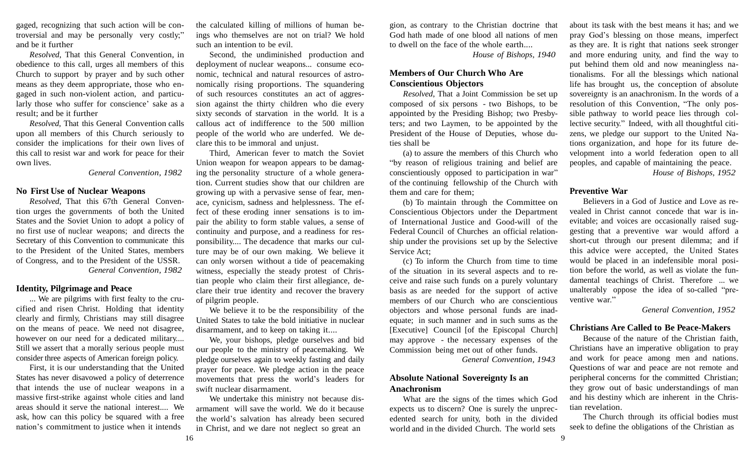gaged, recognizing that such action will be controversial and may be personally very costly;" and be it further

*Resolved,* That this General Convention, in obedience to this call, urges all members of this Church to support by prayer and by such other means as they deem appropriate, those who engaged in such non-violent action, and particularly those who suffer for conscience' sake as a result; and be it further

*Resolved,* That this General Convention calls upon all members of this Church seriously to consider the implications for their own lives of this call to resist war and work for peace for their own lives.

*General Convention, 1982*

### No First Use of Nuclear Weapons

*Resolved,* That this 67th General Convention urges the governments of both the United States and the Soviet Union to adopt a policy of no first use of nuclear weapons; and directs the Secretary of this Convention to communicate this to the President of the United States, members of Congress, and to the President of the USSR.

*General Convention, 1982*

### Identity, Pilgrimage and Peace

... We are pilgrims with first fealty to the crucified and risen Christ. Holding that identity clearly and firmly, Christians may still disagree on the means of peace. We need not disagree, however on our need for a dedicated military.... Still we assert that a morally serious people must consider three aspects of American foreign policy.

First, it is our understanding that the United States has never disavowed a policy of deterrence that intends the use of nuclear weapons in a massive first-strike against whole cities and land areas should it serve the national interest.... We ask, how can this policy be squared with a free nation's commitment to justice when it intends the calculated killing of millions of human beings who themselves are not on trial? We hold such an intention to be evil.

Second, the undiminished production and deployment of nuclear weapons... consume economic, technical and natural resources of astronomically rising proportions. The squandering of such resources constitutes an act of aggression against the thirty children who die every sixty seconds of starvation in the world. It is a callous act of indifference to the 500 million people of the world who are underfed. We declare this to be immoral and unjust.

Third, American fever to match the Soviet Union weapon for weapon appears to be damaging the personality structure of a whole generation. Current studies show that our children are growing up with a pervasive sense of fear, menace, cynicism, sadness and helplessness. The effect of these eroding inner sensations is to impair the ability to form stable values, a sense of continuity and purpose, and a readiness for responsibility.... The decadence that marks our culture may be of our own making. We believe it can only worsen without a tide of peacemaking witness, especially the steady protest of Christian people who claim their first allegiance, declare their true identity and recover the bravery of pilgrim people.

We believe it to be the responsibility of the United States to take the bold initiative in nuclear disarmament, and to keep on taking it....

We, your bishops, pledge ourselves and bid our people to the ministry of peacemaking. We pledge ourselves again to weekly fasting and daily prayer for peace. We pledge action in the peace movements that press the world's leaders for swift nuclear disarmament.

We undertake this ministry not because disarmament will save the world. We do it because the world's salvation has already been secured in Christ, and we dare not neglect so great an

gion, as contrary to the Christian doctrine that God hath made of one blood all nations of men to dwell on the face of the whole earth....

*House of Bishops, 1940*

### Members of Our Church Who Are Conscientious Objectors

*Resolved,* That a Joint Commission be set up composed of six persons - two Bishops, to be appointed by the Presiding Bishop; two Presbyters; and two Laymen, to be appointed by the President of the House of Deputies, whose duties shall be

(a) to assure the members of this Church who "by reason of religious training and belief are conscientiously opposed to participation in war" of the continuing fellowship of the Church with them and care for them;

(b) To maintain through the Committee on Conscientious Objectors under the Department of International Justice and Good-will of the Federal Council of Churches an official relationship under the provisions set up by the Selective Service Act;

(c) To inform the Church from time to time of the situation in its several aspects and to receive and raise such funds on a purely voluntary basis as are needed for the support of active members of our Church who are conscientious objectors and whose personal funds are inadequate; in such manner and in such sums as the [Executive] Council [of the Episcopal Church] may approve - the necessary expenses of the Commission being met out of other funds.

*General Convention, 1943*

### Absolute National Sovereignty Is an Anachronism

What are the signs of the times which God expects us to discern? One is surely the unprecedented search for unity, both in the divided world and in the divided Church. The world sets about its task with the best means it has; and we pray God's blessing on those means, imperfect as they are. It is right that nations seek stronger and more enduring unity, and find the way to put behind them old and now meaningless nationalisms. For all the blessings which national life has brought us, the conception of absolute sovereignty is an anachronism. In the words of a resolution of this Convention, "The only possible pathway to world peace lies through collective security." Indeed, with all thoughtful citizens, we pledge our support to the United Nations organization, and hope for its future development into a world federation open to all peoples, and capable of maintaining the peace.

*House of Bishops, 1952*

### Preventive War

Believers in a God of Justice and Love as revealed in Christ cannot concede that war is inevitable; and voices are occasionally raised suggesting that a preventive war would afford a short-cut through our present dilemma; and if this advice were accepted, the United States would be placed in an indefensible moral position before the world, as well as violate the fundamental teachings of Christ. Therefore ... we unalterably oppose the idea of so-called "preventive war."

*General Convention, 1952*

### Christians Are Called to Be Peace-Makers

Because of the nature of the Christian faith, Christians have an imperative obligation to pray and work for peace among men and nations. Questions of war and peace are not remote and peripheral concerns for the committed Christian; they grow out of basic understandings of man and his destiny which are inherent in the Christian revelation.

The Church through its official bodies must seek to define the obligations of the Christian as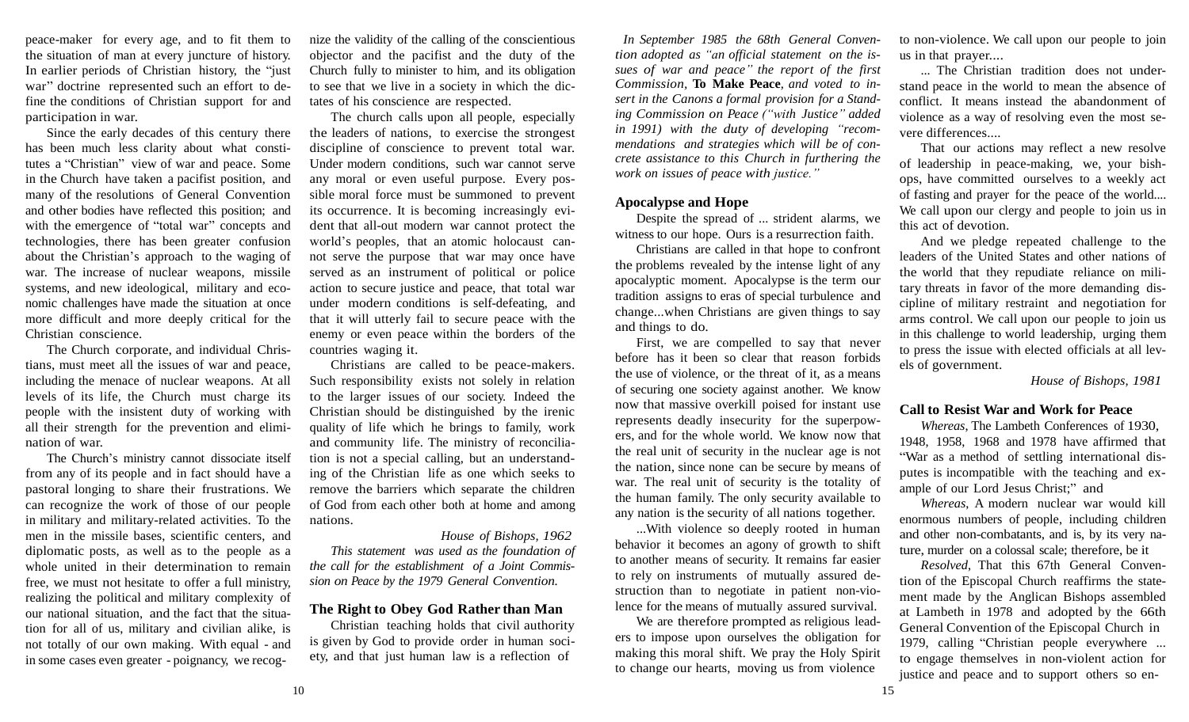peace-maker for every age, and to fit them to the situation of man at every juncture of history. In earlier periods of Christian history, the "just war" doctrine represented such an effort to define the conditions of Christian support for and participation in war.

Since the early decades of this century there has been much less clarity about what constitutes a "Christian" view of war and peace. Some in the Church have taken a pacifist position, and many of the resolutions of General Convention and other bodies have reflected this position; and with the emergence of "total war" concepts and technologies, there has been greater confusion about the Christian's approach to the waging of war. The increase of nuclear weapons, missile systems, and new ideological, military and economic challenges have made the situation at once more difficult and more deeply critical for the Christian conscience.

The Church corporate, and individual Christians, must meet all the issues of war and peace, including the menace of nuclear weapons. At all levels of its life, the Church must charge its people with the insistent duty of working with all their strength for the prevention and elimination of war.

The Church's ministry cannot dissociate itself from any of its people and in fact should have a pastoral longing to share their frustrations. We can recognize the work of those of our people in military and military-related activities. To the men in the missile bases, scientific centers, and diplomatic posts, as well as to the people as a whole united in their determination to remain free, we must not hesitate to offer a full ministry, realizing the political and military complexity of our national situation, and the fact that the situation for all of us, military and civilian alike, is not totally of our own making. With equal - and in some cases even greater - poignancy, we recognize the validity of the calling of the conscientious objector and the pacifist and the duty of the Church fully to minister to him, and its obligation to see that we live in a society in which the dictates of his conscience are respected.

The church calls upon all people, especially the leaders of nations, to exercise the strongest discipline of conscience to prevent total war. Under modern conditions, such war cannot serve any moral or even useful purpose. Every possible moral force must be summoned to prevent its occurrence. It is becoming increasingly evident that all-out modern war cannot protect the world's peoples, that an atomic holocaust cannot serve the purpose that war may once have served as an instrument of political or police action to secure justice and peace, that total war under modern conditions is self-defeating, and that it will utterly fail to secure peace with the enemy or even peace within the borders of the countries waging it.

Christians are called to be peace-makers. Such responsibility exists not solely in relation to the larger issues of our society. Indeed the Christian should be distinguished by the irenic quality of life which he brings to family, work and community life. The ministry of reconciliation is not a special calling, but an understanding of the Christian life as one which seeks to remove the barriers which separate the children of God from each other both at home and among nations.

*House of Bishops, 1962*

*This statement was used as the foundation of the call for the establishment of a Joint Commission on Peace by the 1979 General Convention.*

### The Right to Obey God Rather than Man

Christian teaching holds that civil authority is given by God to provide order in human society, and that just human law is a reflection of

*In September 1985 the 68th General Convention adopted as "an official statement on the issues of war and peace" the report of the first Commission,* **To Make Peace**, *and voted to insert in the Canons a formal provision for a Standing Commission on Peace ("with Justice" added in 1991) with the duty of developing "recommendations and strategies which will be of concrete assistance to this Church in furthering the work on issues of peace with justice."*

### Apocalypse and Hope

Despite the spread of ... strident alarms, we witness to our hope. Ours is a resurrection faith.

Christians are called in that hope to confront the problems revealed by the intense light of any apocalyptic moment. Apocalypse is the term our tradition assigns to eras of special turbulence and change...when Christians are given things to say and things to do.

First, we are compelled to say that never before has it been so clear that reason forbids the use of violence, or the threat of it, as a means of securing one society against another. We know now that massive overkill poised for instant use represents deadly insecurity for the superpowers, and for the whole world. We know now that the real unit of security in the nuclear age is not the nation, since none can be secure by means of war. The real unit of security is the totality of the human family. The only security available to any nation is the security of all nations together.

...With violence so deeply rooted in human behavior it becomes an agony of growth to shift to another means of security. It remains far easier to rely on instruments of mutually assured destruction than to negotiate in patient non-violence for the means of mutually assured survival.

We are therefore prompted as religious leaders to impose upon ourselves the obligation for making this moral shift. We pray the Holy Spirit to change our hearts, moving us from violence to non-violence. We call upon our people to join us in that prayer....

... The Christian tradition does not understand peace in the world to mean the absence of conflict. It means instead the abandonment of violence as a way of resolving even the most severe differences....

That our actions may reflect a new resolve of leadership in peace-making, we, your bishops, have committed ourselves to a weekly act of fasting and prayer for the peace of the world.... We call upon our clergy and people to join us in this act of devotion.

And we pledge repeated challenge to the leaders of the United States and other nations of the world that they repudiate reliance on military threats in favor of the more demanding discipline of military restraint and negotiation for arms control. We call upon our people to join us in this challenge to world leadership, urging them to press the issue with elected officials at all levels of government.

*House of Bishops, 1981*

### Call to Resist War and Work for Peace

*Whereas*, The Lambeth Conferences of 1930, 1948, 1958, 1968 and 1978 have affirmed that "War as a method of settling international disputes is incompatible with the teaching and example of our Lord Jesus Christ;" and

*Whereas*, A modern nuclear war would kill enormous numbers of people, including children and other non-combatants, and is, by its very nature, murder on a colossal scale; therefore, be it

*Resolved*, That this 67th General Convention of the Episcopal Church reaffirms the statement made by the Anglican Bishops assembled at Lambeth in 1978 and adopted by the 66th General Convention of the Episcopal Church in 1979, calling "Christian people everywhere ... to engage themselves in non-violent action for justice and peace and to support others so en-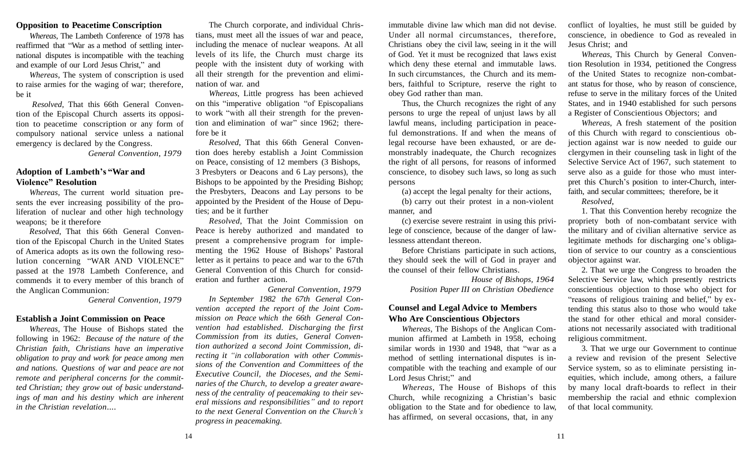## Opposition to Peacetime Conscription

*Whereas*, The Lambeth Conference of 1978 has reaffirmed that "War as a method of settling international disputes is incompatible with the teaching and example of our Lord Jesus Christ," and

*Whereas*, The system of conscription is used to raise armies for the waging of war; therefore, be it

*Resolved*, That this 66th General Convention of the Episcopal Church asserts its opposition to peacetime conscription or any form of compulsory national service unless a national emergency is declared by the Congress.

*General Convention, 1979*

## Adoption of Lambeth's "War and Violence" Resolution

*Whereas*, The current world situation presents the ever increasing possibility of the proliferation of nuclear and other high technology weapons; be it therefore

*Resolved*, That this 66th General Convention of the Episcopal Church in the United States of America adopts as its own the following resolution concerning "WAR AND VIOLENCE" passed at the 1978 Lambeth Conference, and commends it to every member of this branch of the Anglican Communion:

*General Convention, 1979*

## Establish a Joint Commission on Peace

*Whereas*, The House of Bishops stated the following in 1962: *Because of the nature of the Christian faith, Christians have an imperative obligation to pray and work for peace among men and nations. Questions of war and peace are not remote and peripheral concerns for the committed Christian; they grow out of basic understandings of man and his destiny which are inherent in the Christian revelation….*

The Church corporate, and individual Christians, must meet all the issues of war and peace, including the menace of nuclear weapons. At all levels of its life, the Church must charge its people with the insistent duty of working with all their strength for the prevention and elimination of war. and

*Whereas*, Little progress has been achieved on this "imperative obligation "of Episcopalians to work "with all their strength for the prevention and elimination of war" since 1962; therefore be it

*Resolved*, That this 66th General Convention does hereby establish a Joint Commission on Peace, consisting of 12 members (3 Bishops, 3 Presbyters or Deacons and 6 Lay persons), the Bishops to be appointed by the Presiding Bishop; the Presbyters, Deacons and Lay persons to be appointed by the President of the House of Deputies; and be it further

*Resolved*, That the Joint Commission on Peace is hereby authorized and mandated to present a comprehensive program for implementing the 1962 House of Bishops' Pastoral letter as it pertains to peace and war to the 67th General Convention of this Church for consideration and further action.

*General Convention, 1979*

*In September 1982 the 67th General Convention accepted the report of the Joint Commission on Peace which the 66th General Convention had established. Discharging the first Commission from its duties, General Convention authorized a second Joint Commission, directing it "in collaboration with other Commissions of the Convention and Committees of the Executive Council, the Dioceses, and the Seminaries of the Church, to develop a greater awareness of the centrality of peacemaking to their several missions and responsibilities" and to report to the next General Convention on the Church's progress in peacemaking.*

immutable divine law which man did not devise. Under all normal circumstances, therefore, Christians obey the civil law, seeing in it the will of God. Yet it must be recognized that laws exist which deny these eternal and immutable laws. In such circumstances, the Church and its members, faithful to Scripture, reserve the right to obey God rather than man.

Thus, the Church recognizes the right of any persons to urge the repeal of unjust laws by all lawful means, including participation in peaceful demonstrations. If and when the means of legal recourse have been exhausted, or are demonstrably inadequate, the Church recognizes the right of all persons, for reasons of informed conscience, to disobey such laws, so long as such persons

(a) accept the legal penalty for their actions,

(b) carry out their protest in a non-violent manner, and

(c) exercise severe restraint in using this privilege of conscience, because of the danger of lawlessness attendant thereon.

Before Christians participate in such actions, they should seek the will of God in prayer and the counsel of their fellow Christians.

*House of Bishops, 1964*
*Position Paper III on Christian Obedience*

## Counsel and Legal Advice to Members Who Are Conscientious Objectors

*Whereas*, The Bishops of the Anglican Communion affirmed at Lambeth in 1958, echoing similar words in 1930 and 1948, that "war as a method of settling international disputes is incompatible with the teaching and example of our Lord Jesus Christ;" and

*Whereas*, The House of Bishops of this Church, while recognizing a Christian's basic obligation to the State and for obedience to law, has affirmed, on several occasions, that, in any conflict of loyalties, he must still be guided by conscience, in obedience to God as revealed in Jesus Christ; and

*Whereas*, This Church by General Convention Resolution in 1934, petitioned the Congress of the United States to recognize non-combatant status for those, who by reason of conscience, refuse to serve in the military forces of the United States, and in 1940 established for such persons a Register of Conscientious Objectors; and

*Whereas*, A fresh statement of the position of this Church with regard to conscientious objection against war is now needed to guide our clergymen in their counseling task in light of the Selective Service Act of 1967, such statement to serve also as a guide for those who must interpret this Church's position to inter-Church, interfaith, and secular committees; therefore, be it

*Resolved*,

1. That this Convention hereby recognize the propriety both of non-combatant service with the military and of civilian alternative service as legitimate methods for discharging one's obligation of service to our country as a conscientious objector against war.

2. That we urge the Congress to broaden the Selective Service law, which presently restricts conscientious objection to those who object for "reasons of religious training and belief," by extending this status also to those who would take the stand for other ethical and moral considerations not necessarily associated with traditional religious commitment.

3. That we urge our Government to continue a review and revision of the present Selective Service system, so as to eliminate persisting inequities, which include, among others, a failure by many local draft-boards to reflect in their membership the racial and ethnic complexion of that local community.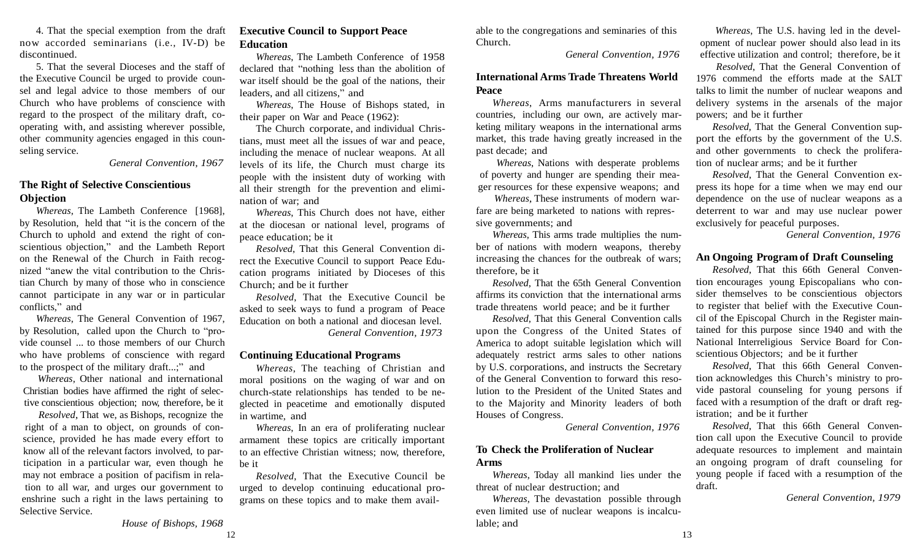4. That the special exemption from the draft now accorded seminarians (i.e., IV-D) be discontinued.

5. That the several Dioceses and the staff of the Executive Council be urged to provide counsel and legal advice to those members of our Church who have problems of conscience with regard to the prospect of the military draft, co-operating with, and assisting wherever possible, other community agencies engaged in this counseling service.

*General Convention, 1967*

### The Right of Selective Conscientious Objection

*Whereas*, The Lambeth Conference [1968], by Resolution, held that "it is the concern of the Church to uphold and extend the right of conscientious objection," and the Lambeth Report on the Renewal of the Church in Faith recognized "anew the vital contribution to the Christian Church by many of those who in conscience cannot participate in any war or in particular conflicts," and

*Whereas*, The General Convention of 1967, by Resolution, called upon the Church to "provide counsel ... to those members of our Church who have problems of conscience with regard to the prospect of the military draft...;" and

*Whereas*, Other national and international Christian bodies have affirmed the right of selective conscientious objection; now, therefore, be it

*Resolved*, That we, as Bishops, recognize the right of a man to object, on grounds of conscience, provided he has made every effort to know all of the relevant factors involved, to participation in a particular war, even though he may not embrace a position of pacifism in relation to all war, and urges our government to enshrine such a right in the laws pertaining to Selective Service.

*House of Bishops, 1968*

### Executive Council to Support Peace Education

*Whereas*, The Lambeth Conference of 1958 declared that "nothing less than the abolition of war itself should be the goal of the nations, their leaders, and all citizens," and

*Whereas*, The House of Bishops stated, in their paper on War and Peace (1962):

The Church corporate, and individual Christians, must meet all the issues of war and peace, including the menace of nuclear weapons. At all levels of its life, the Church must charge its people with the insistent duty of working with all their strength for the prevention and elimination of war; and

*Whereas*, This Church does not have, either at the diocesan or national level, programs of peace education; be it

*Resolved*, That this General Convention direct the Executive Council to support Peace Education programs initiated by Dioceses of this Church; and be it further

*Resolved*, That the Executive Council be asked to seek ways to fund a program of Peace Education on both a national and diocesan level.

*General Convention, 1973*

### Continuing Educational Programs

*Whereas*, The teaching of Christian and moral positions on the waging of war and on church-state relationships has tended to be neglected in peacetime and emotionally disputed in wartime, and

*Whereas*, In an era of proliferating nuclear armament these topics are critically important to an effective Christian witness; now, therefore, be it

*Resolved*, That the Executive Council be urged to develop continuing educational programs on these topics and to make them available to the congregations and seminaries of this Church.

*General Convention, 1976*

### International Arms Trade Threatens World Peace

*Whereas*, Arms manufacturers in several countries, including our own, are actively marketing military weapons in the international arms market, this trade having greatly increased in the past decade; and

*Whereas*, Nations with desperate problems of poverty and hunger are spending their meager resources for these expensive weapons; and

*Whereas*, These instruments of modern warfare are being marketed to nations with repressive governments; and

*Whereas*, This arms trade multiplies the number of nations with modern weapons, thereby increasing the chances for the outbreak of wars; therefore, be it

*Resolved*, That the 65th General Convention affirms its conviction that the international arms trade threatens world peace; and be it further

*Resolved*, That this General Convention calls upon the Congress of the United States of America to adopt suitable legislation which will adequately restrict arms sales to other nations by U.S. corporations, and instructs the Secretary of the General Convention to forward this resolution to the President of the United States and to the Majority and Minority leaders of both Houses of Congress.

*General Convention, 1976*

### To Check the Proliferation of Nuclear Arms

*Whereas*, Today all mankind lies under the threat of nuclear destruction; and

*Whereas*, The devastation possible through even limited use of nuclear weapons is incalculable; and

*Whereas*, The U.S. having led in the development of nuclear power should also lead in its effective utilization and control; therefore, be it

*Resolved*, That the General Convention of 1976 commend the efforts made at the SALT talks to limit the number of nuclear weapons and delivery systems in the arsenals of the major powers; and be it further

*Resolved*, That the General Convention support the efforts by the government of the U.S. and other governments to check the proliferation of nuclear arms; and be it further

*Resolved*, That the General Convention express its hope for a time when we may end our dependence on the use of nuclear weapons as a deterrent to war and may use nuclear power exclusively for peaceful purposes.

*General Convention, 1976*

### An Ongoing Program of Draft Counseling

*Resolved*, That this 66th General Convention encourages young Episcopalians who consider themselves to be conscientious objectors to register that belief with the Executive Council of the Episcopal Church in the Register maintained for this purpose since 1940 and with the National Interreligious Service Board for Conscientious Objectors; and be it further

*Resolved*, That this 66th General Convention acknowledges this Church's ministry to provide pastoral counseling for young persons if faced with a resumption of the draft or draft registration; and be it further

*Resolved*, That this 66th General Convention call upon the Executive Council to provide adequate resources to implement and maintain an ongoing program of draft counseling for young people if faced with a resumption of the draft.

*General Convention, 1979*